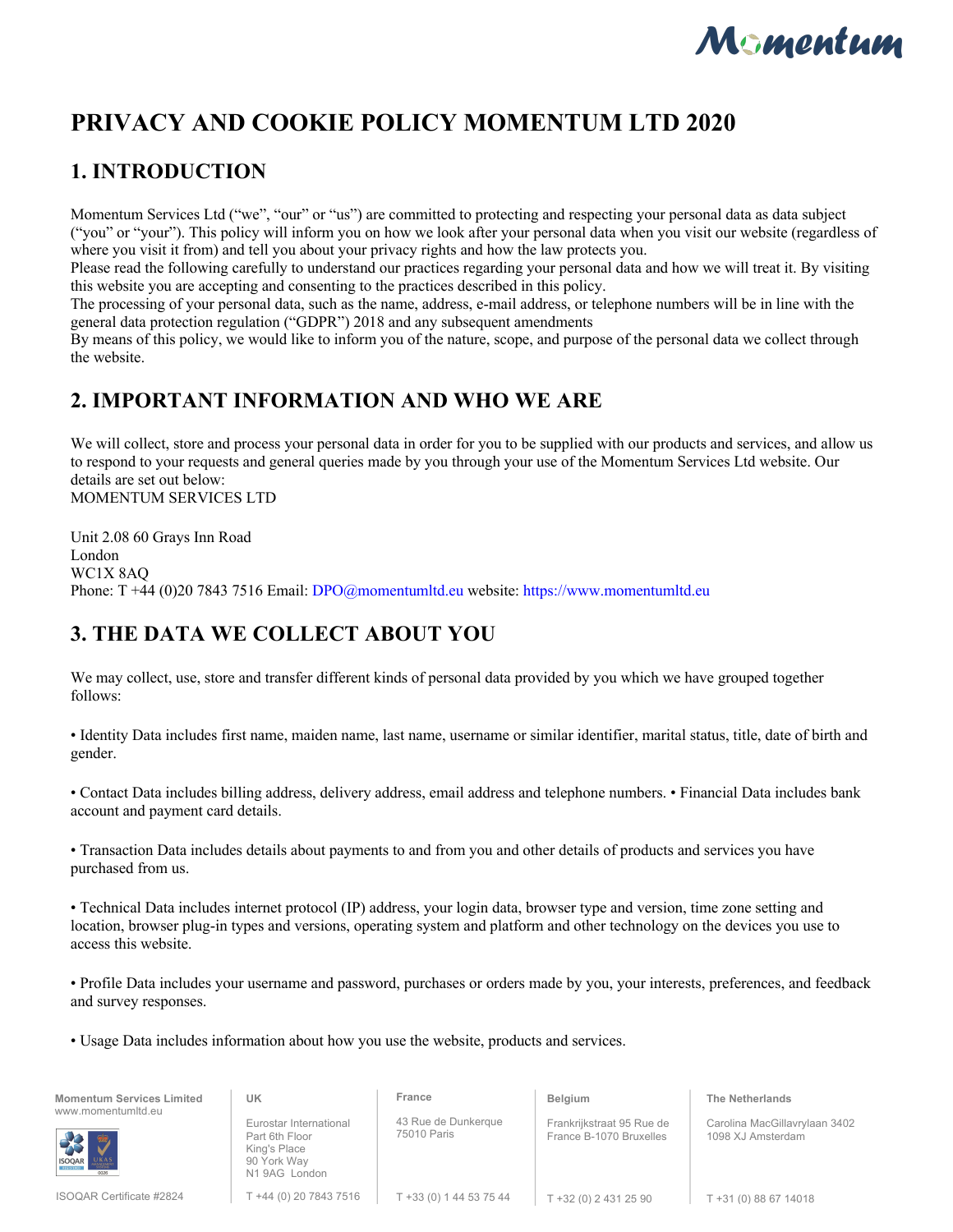# PRIVACY AND COOKIE POLICY MOMENTUM LTD 2020

## 1. INTRODUCTION

Momentum Services Ltd ("we", "our" or "us") are committed to protecting and respecting your personal data as data subject ("you" or "your"). This policy will inform you on how we look after your personal data when you visit our website (regardless of where you visit it from) and tell you about your privacy rights and how the law protects you.
Please read the following carefully to understand our practices regarding your personal data and how we will treat it. By visiting this website you are accepting and consenting to the practices described in this policy.
The processing of your personal data, such as the name, address, e-mail address, or telephone numbers will be in line with the general data protection regulation ("GDPR") 2018 and any subsequent amendments
By means of this policy, we would like to inform you of the nature, scope, and purpose of the personal data we collect through the website.

## 2. IMPORTANT INFORMATION AND WHO WE ARE

We will collect, store and process your personal data in order for you to be supplied with our products and services, and allow us to respond to your requests and general queries made by you through your use of the Momentum Services Ltd website. Our details are set out below:
MOMENTUM SERVICES LTD

Unit 2.08 60 Grays Inn Road
London
WC1X 8AQ
Phone: T +44 (0)20 7843 7516 Email: DPO@momentumltd.eu website: https://www.momentumltd.eu

## 3. THE DATA WE COLLECT ABOUT YOU

We may collect, use, store and transfer different kinds of personal data provided by you which we have grouped together follows:

• Identity Data includes first name, maiden name, last name, username or similar identifier, marital status, title, date of birth and gender.

• Contact Data includes billing address, delivery address, email address and telephone numbers. • Financial Data includes bank account and payment card details.

• Transaction Data includes details about payments to and from you and other details of products and services you have purchased from us.

• Technical Data includes internet protocol (IP) address, your login data, browser type and version, time zone setting and location, browser plug-in types and versions, operating system and platform and other technology on the devices you use to access this website.

• Profile Data includes your username and password, purchases or orders made by you, your interests, preferences, and feedback and survey responses.

• Usage Data includes information about how you use the website, products and services.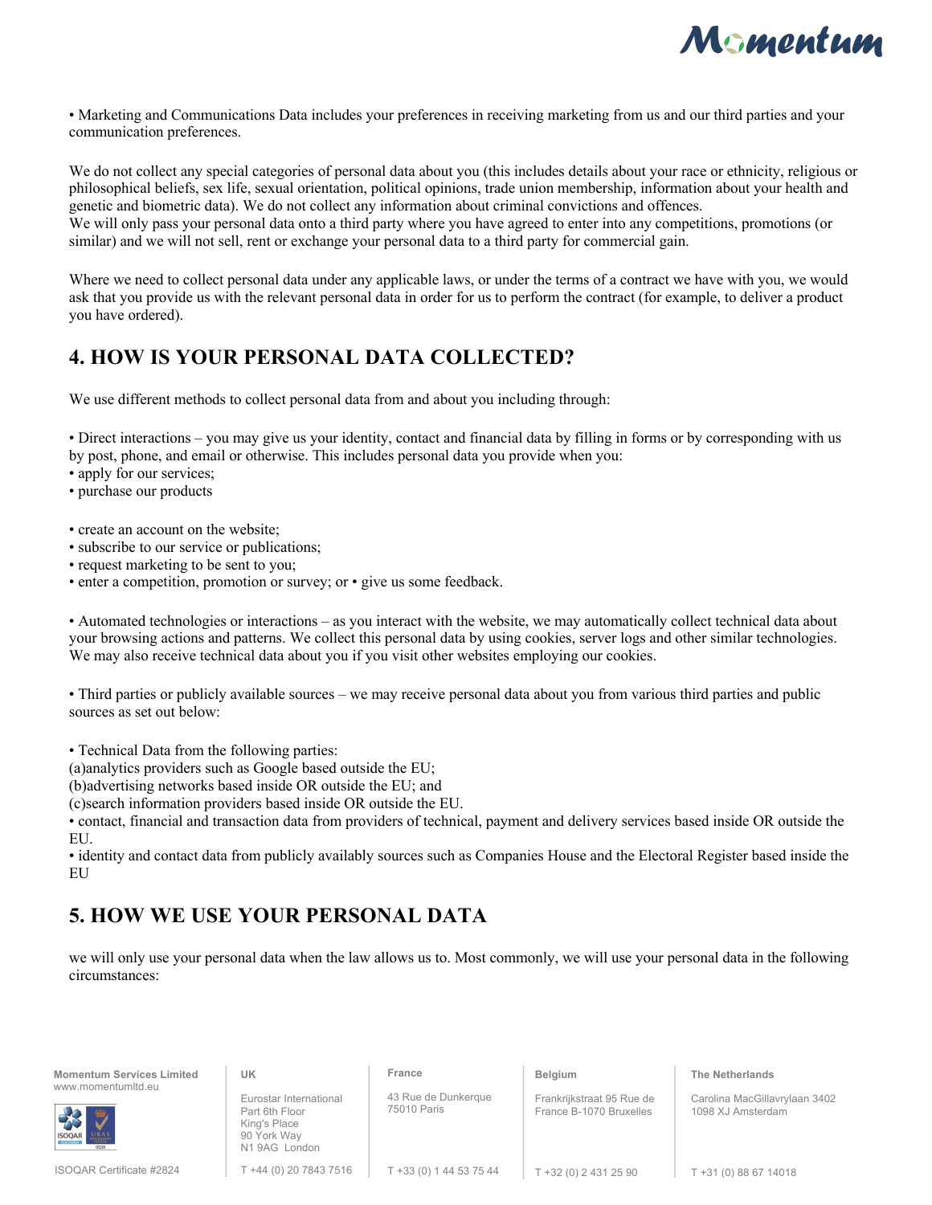• Marketing and Communications Data includes your preferences in receiving marketing from us and our third parties and your communication preferences.

We do not collect any special categories of personal data about you (this includes details about your race or ethnicity, religious or philosophical beliefs, sex life, sexual orientation, political opinions, trade union membership, information about your health and genetic and biometric data). We do not collect any information about criminal convictions and offences.
We will only pass your personal data onto a third party where you have agreed to enter into any competitions, promotions (or similar) and we will not sell, rent or exchange your personal data to a third party for commercial gain.

Where we need to collect personal data under any applicable laws, or under the terms of a contract we have with you, we would ask that you provide us with the relevant personal data in order for us to perform the contract (for example, to deliver a product you have ordered).

## 4. HOW IS YOUR PERSONAL DATA COLLECTED?

We use different methods to collect personal data from and about you including through:

• Direct interactions – you may give us your identity, contact and financial data by filling in forms or by corresponding with us by post, phone, and email or otherwise. This includes personal data you provide when you:
• apply for our services;
• purchase our products

• create an account on the website;
• subscribe to our service or publications;
• request marketing to be sent to you;
• enter a competition, promotion or survey; or • give us some feedback.

• Automated technologies or interactions – as you interact with the website, we may automatically collect technical data about your browsing actions and patterns. We collect this personal data by using cookies, server logs and other similar technologies. We may also receive technical data about you if you visit other websites employing our cookies.

• Third parties or publicly available sources – we may receive personal data about you from various third parties and public sources as set out below:

• Technical Data from the following parties:
(a)analytics providers such as Google based outside the EU;
(b)advertising networks based inside OR outside the EU; and
(c)search information providers based inside OR outside the EU.
• contact, financial and transaction data from providers of technical, payment and delivery services based inside OR outside the EU.
• identity and contact data from publicly availably sources such as Companies House and the Electoral Register based inside the EU

## 5. HOW WE USE YOUR PERSONAL DATA

we will only use your personal data when the law allows us to. Most commonly, we will use your personal data in the following circumstances: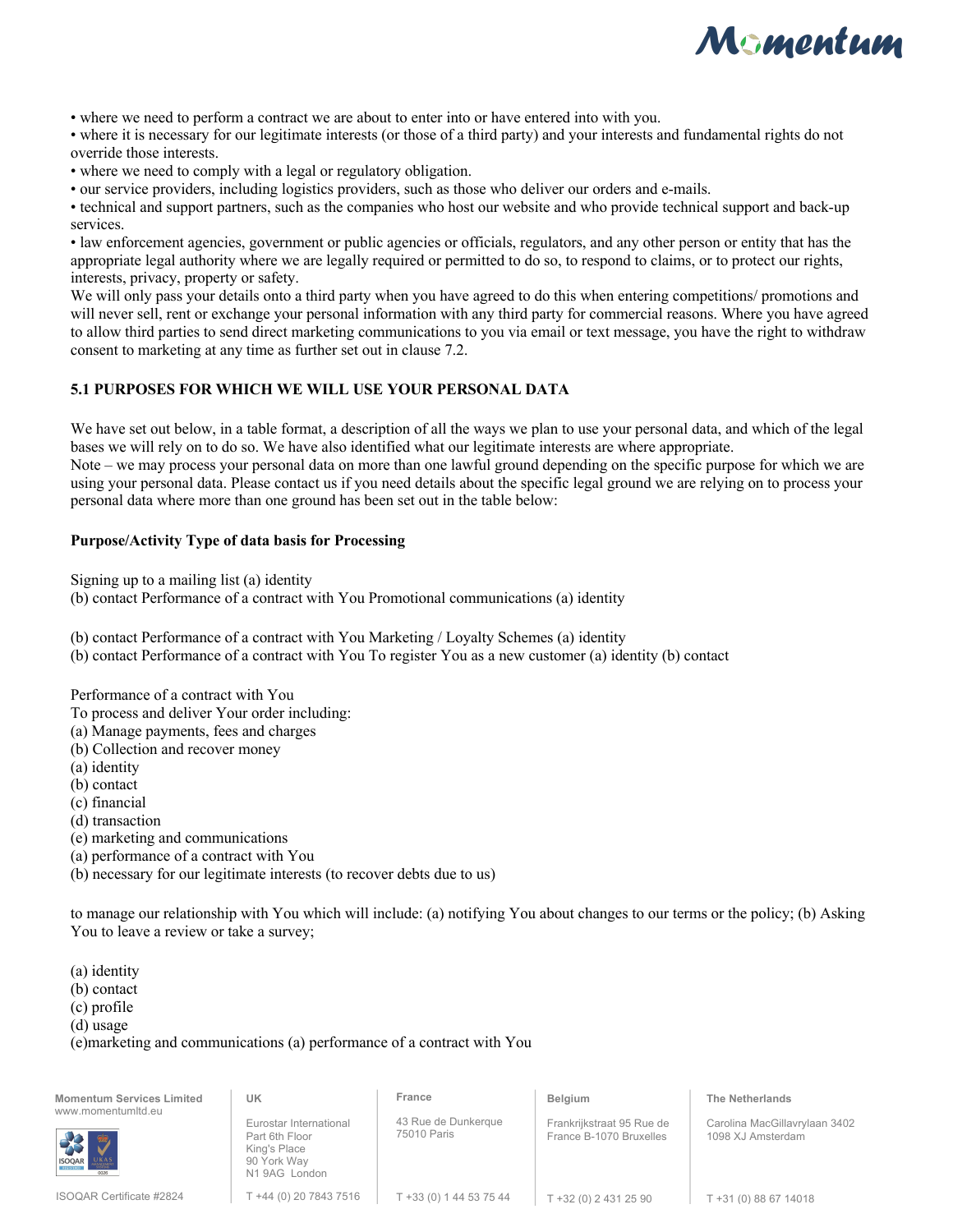• where we need to perform a contract we are about to enter into or have entered into with you.
• where it is necessary for our legitimate interests (or those of a third party) and your interests and fundamental rights do not override those interests.
• where we need to comply with a legal or regulatory obligation.
• our service providers, including logistics providers, such as those who deliver our orders and e-mails.
• technical and support partners, such as the companies who host our website and who provide technical support and back-up services.
• law enforcement agencies, government or public agencies or officials, regulators, and any other person or entity that has the appropriate legal authority where we are legally required or permitted to do so, to respond to claims, or to protect our rights, interests, privacy, property or safety.
We will only pass your details onto a third party when you have agreed to do this when entering competitions/ promotions and will never sell, rent or exchange your personal information with any third party for commercial reasons. Where you have agreed to allow third parties to send direct marketing communications to you via email or text message, you have the right to withdraw consent to marketing at any time as further set out in clause 7.2.

**5.1 PURPOSES FOR WHICH WE WILL USE YOUR PERSONAL DATA**

We have set out below, in a table format, a description of all the ways we plan to use your personal data, and which of the legal bases we will rely on to do so. We have also identified what our legitimate interests are where appropriate.
Note – we may process your personal data on more than one lawful ground depending on the specific purpose for which we are using your personal data. Please contact us if you need details about the specific legal ground we are relying on to process your personal data where more than one ground has been set out in the table below:

**Purpose/Activity Type of data basis for Processing**

Signing up to a mailing list (a) identity
(b) contact Performance of a contract with You Promotional communications (a) identity

(b) contact Performance of a contract with You Marketing / Loyalty Schemes (a) identity
(b) contact Performance of a contract with You To register You as a new customer (a) identity (b) contact

Performance of a contract with You
To process and deliver Your order including:
(a) Manage payments, fees and charges
(b) Collection and recover money
(a) identity
(b) contact
(c) financial
(d) transaction
(e) marketing and communications
(a) performance of a contract with You
(b) necessary for our legitimate interests (to recover debts due to us)

to manage our relationship with You which will include: (a) notifying You about changes to our terms or the policy; (b) Asking You to leave a review or take a survey;

(a) identity
(b) contact
(c) profile
(d) usage
(e)marketing and communications (a) performance of a contract with You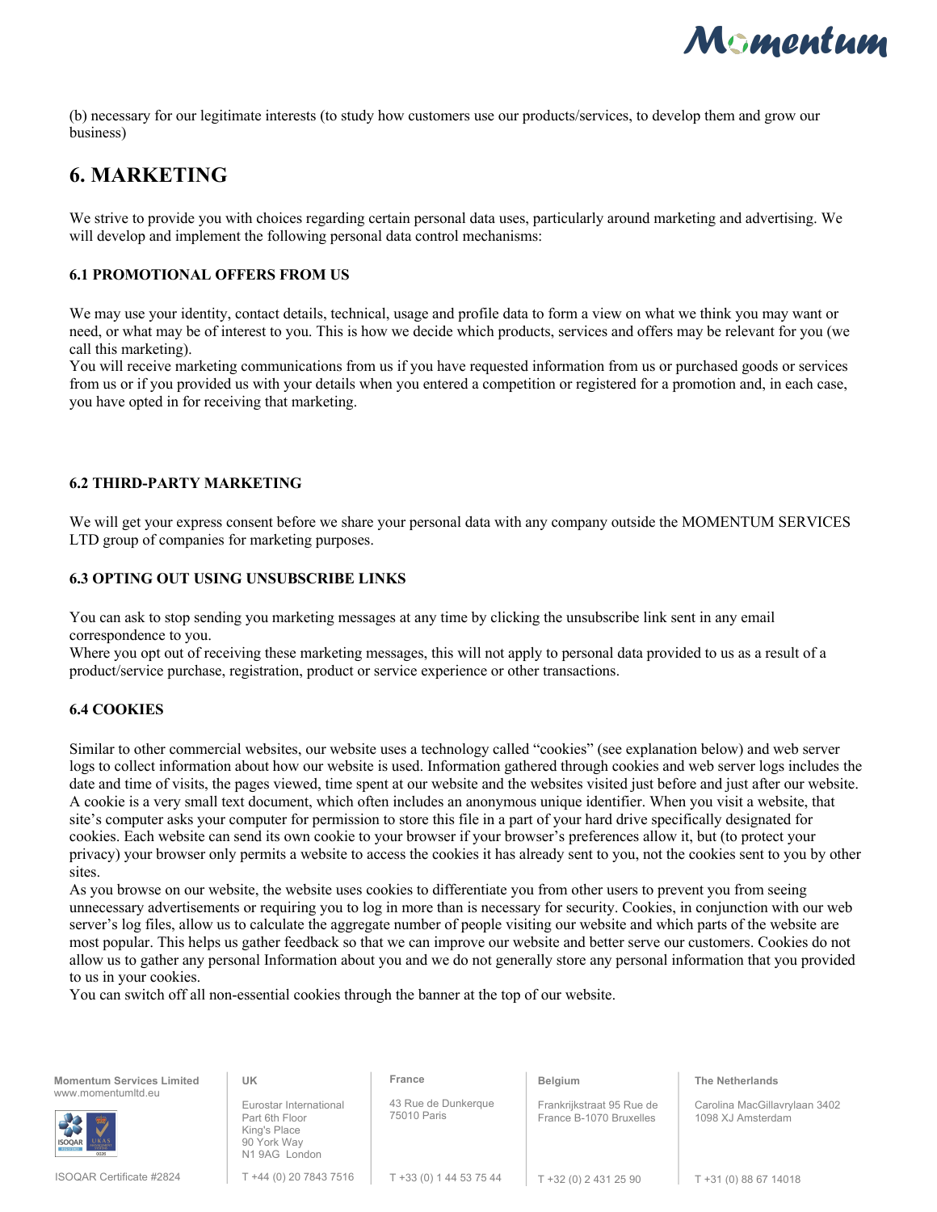(b) necessary for our legitimate interests (to study how customers use our products/services, to develop them and grow our business)

## 6. MARKETING

We strive to provide you with choices regarding certain personal data uses, particularly around marketing and advertising. We will develop and implement the following personal data control mechanisms:

### 6.1 PROMOTIONAL OFFERS FROM US

We may use your identity, contact details, technical, usage and profile data to form a view on what we think you may want or need, or what may be of interest to you. This is how we decide which products, services and offers may be relevant for you (we call this marketing).
You will receive marketing communications from us if you have requested information from us or purchased goods or services from us or if you provided us with your details when you entered a competition or registered for a promotion and, in each case, you have opted in for receiving that marketing.

### 6.2 THIRD-PARTY MARKETING

We will get your express consent before we share your personal data with any company outside the MOMENTUM SERVICES LTD group of companies for marketing purposes.

### 6.3 OPTING OUT USING UNSUBSCRIBE LINKS

You can ask to stop sending you marketing messages at any time by clicking the unsubscribe link sent in any email correspondence to you.
Where you opt out of receiving these marketing messages, this will not apply to personal data provided to us as a result of a product/service purchase, registration, product or service experience or other transactions.

### 6.4 COOKIES

Similar to other commercial websites, our website uses a technology called “cookies” (see explanation below) and web server logs to collect information about how our website is used. Information gathered through cookies and web server logs includes the date and time of visits, the pages viewed, time spent at our website and the websites visited just before and just after our website. A cookie is a very small text document, which often includes an anonymous unique identifier. When you visit a website, that site’s computer asks your computer for permission to store this file in a part of your hard drive specifically designated for cookies. Each website can send its own cookie to your browser if your browser’s preferences allow it, but (to protect your privacy) your browser only permits a website to access the cookies it has already sent to you, not the cookies sent to you by other sites.
As you browse on our website, the website uses cookies to differentiate you from other users to prevent you from seeing unnecessary advertisements or requiring you to log in more than is necessary for security. Cookies, in conjunction with our web server’s log files, allow us to calculate the aggregate number of people visiting our website and which parts of the website are most popular. This helps us gather feedback so that we can improve our website and better serve our customers. Cookies do not allow us to gather any personal Information about you and we do not generally store any personal information that you provided to us in your cookies.
You can switch off all non-essential cookies through the banner at the top of our website.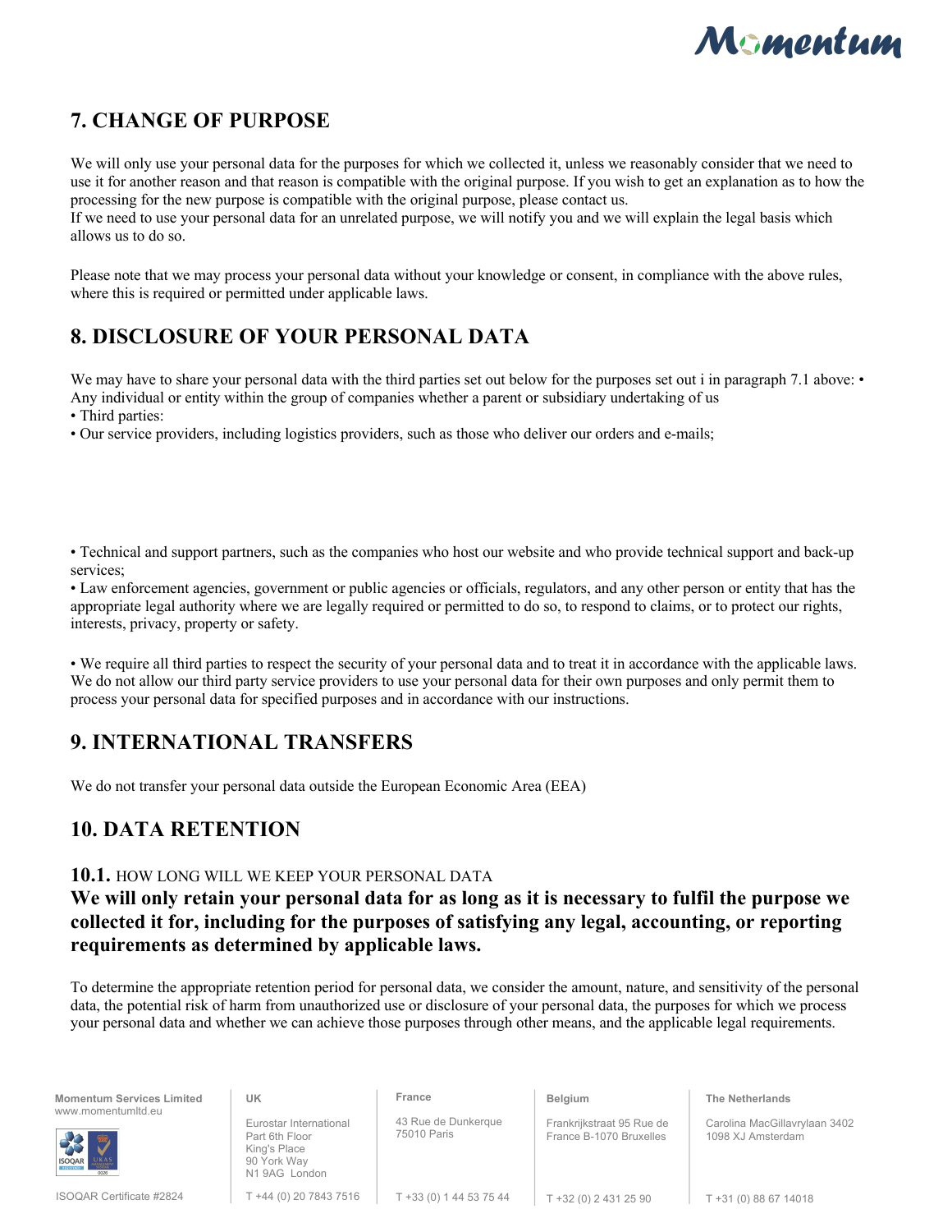## 7. CHANGE OF PURPOSE

We will only use your personal data for the purposes for which we collected it, unless we reasonably consider that we need to use it for another reason and that reason is compatible with the original purpose. If you wish to get an explanation as to how the processing for the new purpose is compatible with the original purpose, please contact us.
If we need to use your personal data for an unrelated purpose, we will notify you and we will explain the legal basis which allows us to do so.

Please note that we may process your personal data without your knowledge or consent, in compliance with the above rules, where this is required or permitted under applicable laws.

## 8. DISCLOSURE OF YOUR PERSONAL DATA

We may have to share your personal data with the third parties set out below for the purposes set out i in paragraph 7.1 above: • Any individual or entity within the group of companies whether a parent or subsidiary undertaking of us
• Third parties:
• Our service providers, including logistics providers, such as those who deliver our orders and e-mails;

• Technical and support partners, such as the companies who host our website and who provide technical support and back-up services;
• Law enforcement agencies, government or public agencies or officials, regulators, and any other person or entity that has the appropriate legal authority where we are legally required or permitted to do so, to respond to claims, or to protect our rights, interests, privacy, property or safety.

• We require all third parties to respect the security of your personal data and to treat it in accordance with the applicable laws. We do not allow our third party service providers to use your personal data for their own purposes and only permit them to process your personal data for specified purposes and in accordance with our instructions.

## 9. INTERNATIONAL TRANSFERS

We do not transfer your personal data outside the European Economic Area (EEA)

## 10. DATA RETENTION

### 10.1. HOW LONG WILL WE KEEP YOUR PERSONAL DATA

**We will only retain your personal data for as long as it is necessary to fulfil the purpose we collected it for, including for the purposes of satisfying any legal, accounting, or reporting requirements as determined by applicable laws.**

To determine the appropriate retention period for personal data, we consider the amount, nature, and sensitivity of the personal data, the potential risk of harm from unauthorized use or disclosure of your personal data, the purposes for which we process your personal data and whether we can achieve those purposes through other means, and the applicable legal requirements.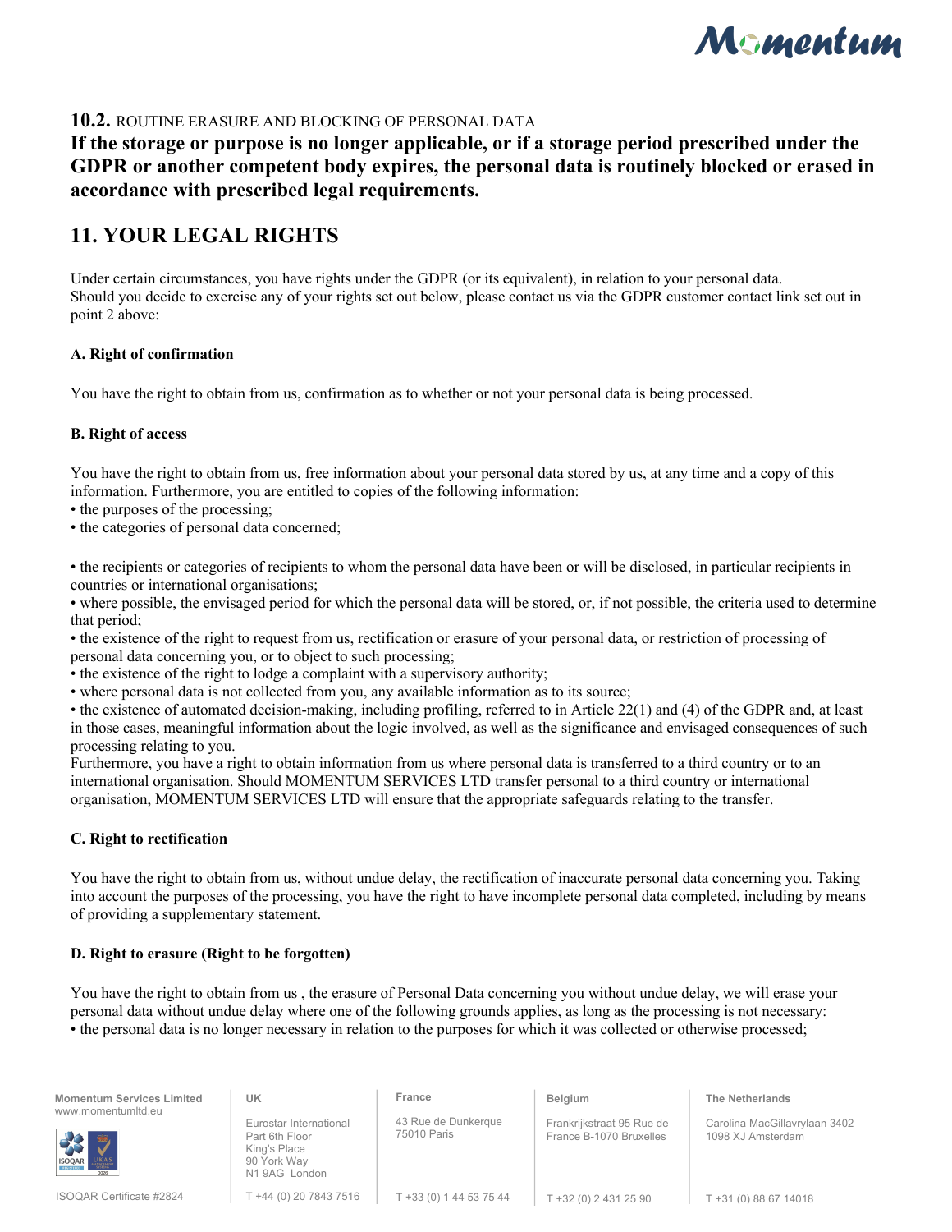**10.2.** ROUTINE ERASURE AND BLOCKING OF PERSONAL DATA

**If the storage or purpose is no longer applicable, or if a storage period prescribed under the GDPR or another competent body expires, the personal data is routinely blocked or erased in accordance with prescribed legal requirements.**

## 11. YOUR LEGAL RIGHTS

Under certain circumstances, you have rights under the GDPR (or its equivalent), in relation to your personal data.
Should you decide to exercise any of your rights set out below, please contact us via the GDPR customer contact link set out in point 2 above:

**A. Right of confirmation**

You have the right to obtain from us, confirmation as to whether or not your personal data is being processed.

**B. Right of access**

You have the right to obtain from us, free information about your personal data stored by us, at any time and a copy of this information. Furthermore, you are entitled to copies of the following information:

- the purposes of the processing;
- the categories of personal data concerned;

- the recipients or categories of recipients to whom the personal data have been or will be disclosed, in particular recipients in countries or international organisations;
- where possible, the envisaged period for which the personal data will be stored, or, if not possible, the criteria used to determine that period;
- the existence of the right to request from us, rectification or erasure of your personal data, or restriction of processing of personal data concerning you, or to object to such processing;
- the existence of the right to lodge a complaint with a supervisory authority;
- where personal data is not collected from you, any available information as to its source;
- the existence of automated decision-making, including profiling, referred to in Article 22(1) and (4) of the GDPR and, at least in those cases, meaningful information about the logic involved, as well as the significance and envisaged consequences of such processing relating to you.

Furthermore, you have a right to obtain information from us where personal data is transferred to a third country or to an international organisation. Should MOMENTUM SERVICES LTD transfer personal to a third country or international organisation, MOMENTUM SERVICES LTD will ensure that the appropriate safeguards relating to the transfer.

**C. Right to rectification**

You have the right to obtain from us, without undue delay, the rectification of inaccurate personal data concerning you. Taking into account the purposes of the processing, you have the right to have incomplete personal data completed, including by means of providing a supplementary statement.

**D. Right to erasure (Right to be forgotten)**

You have the right to obtain from us , the erasure of Personal Data concerning you without undue delay, we will erase your personal data without undue delay where one of the following grounds applies, as long as the processing is not necessary:

- the personal data is no longer necessary in relation to the purposes for which it was collected or otherwise processed;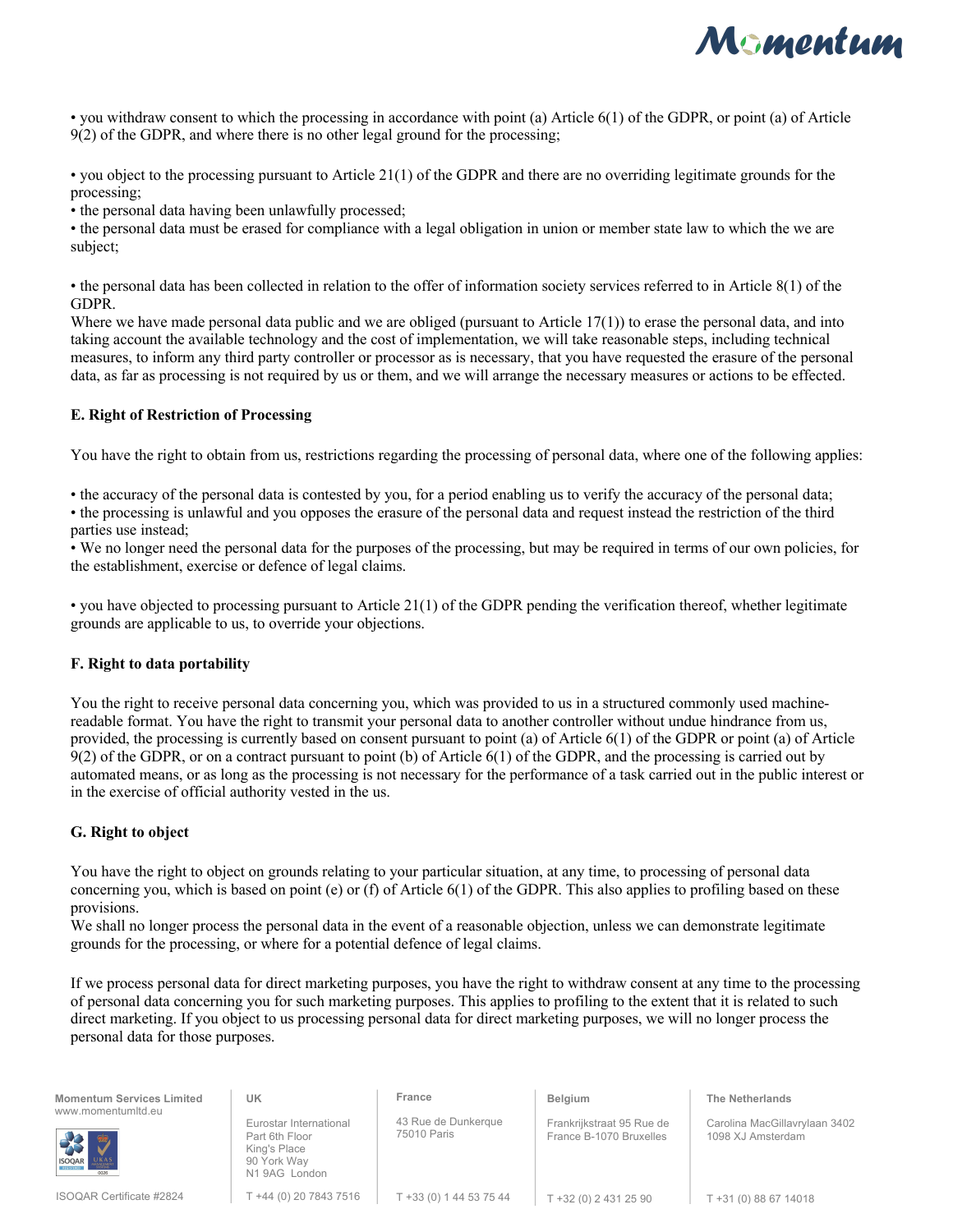• you withdraw consent to which the processing in accordance with point (a) Article 6(1) of the GDPR, or point (a) of Article 9(2) of the GDPR, and where there is no other legal ground for the processing;

• you object to the processing pursuant to Article 21(1) of the GDPR and there are no overriding legitimate grounds for the processing;
• the personal data having been unlawfully processed;
• the personal data must be erased for compliance with a legal obligation in union or member state law to which the we are subject;

• the personal data has been collected in relation to the offer of information society services referred to in Article 8(1) of the GDPR.
Where we have made personal data public and we are obliged (pursuant to Article 17(1)) to erase the personal data, and into taking account the available technology and the cost of implementation, we will take reasonable steps, including technical measures, to inform any third party controller or processor as is necessary, that you have requested the erasure of the personal data, as far as processing is not required by us or them, and we will arrange the necessary measures or actions to be effected.

**E. Right of Restriction of Processing**

You have the right to obtain from us, restrictions regarding the processing of personal data, where one of the following applies:

• the accuracy of the personal data is contested by you, for a period enabling us to verify the accuracy of the personal data;
• the processing is unlawful and you opposes the erasure of the personal data and request instead the restriction of the third parties use instead;
• We no longer need the personal data for the purposes of the processing, but may be required in terms of our own policies, for the establishment, exercise or defence of legal claims.

• you have objected to processing pursuant to Article 21(1) of the GDPR pending the verification thereof, whether legitimate grounds are applicable to us, to override your objections.

**F. Right to data portability**

You the right to receive personal data concerning you, which was provided to us in a structured commonly used machine-readable format. You have the right to transmit your personal data to another controller without undue hindrance from us, provided, the processing is currently based on consent pursuant to point (a) of Article 6(1) of the GDPR or point (a) of Article 9(2) of the GDPR, or on a contract pursuant to point (b) of Article 6(1) of the GDPR, and the processing is carried out by automated means, or as long as the processing is not necessary for the performance of a task carried out in the public interest or in the exercise of official authority vested in the us.

**G. Right to object**

You have the right to object on grounds relating to your particular situation, at any time, to processing of personal data concerning you, which is based on point (e) or (f) of Article 6(1) of the GDPR. This also applies to profiling based on these provisions.
We shall no longer process the personal data in the event of a reasonable objection, unless we can demonstrate legitimate grounds for the processing, or where for a potential defence of legal claims.

If we process personal data for direct marketing purposes, you have the right to withdraw consent at any time to the processing of personal data concerning you for such marketing purposes. This applies to profiling to the extent that it is related to such direct marketing. If you object to us processing personal data for direct marketing purposes, we will no longer process the personal data for those purposes.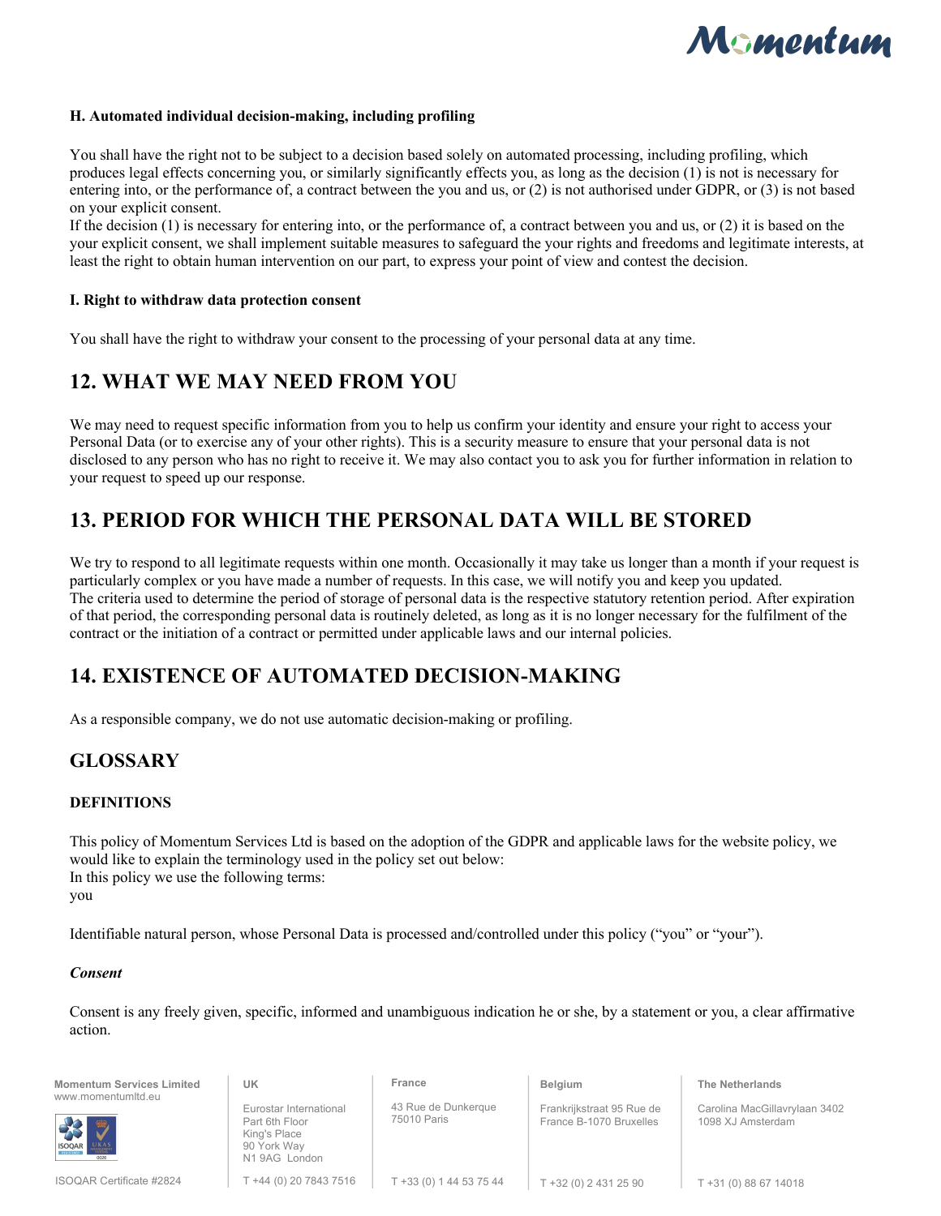#### H. Automated individual decision-making, including profiling

You shall have the right not to be subject to a decision based solely on automated processing, including profiling, which produces legal effects concerning you, or similarly significantly effects you, as long as the decision (1) is not is necessary for entering into, or the performance of, a contract between the you and us, or (2) is not authorised under GDPR, or (3) is not based on your explicit consent.
If the decision (1) is necessary for entering into, or the performance of, a contract between you and us, or (2) it is based on the your explicit consent, we shall implement suitable measures to safeguard the your rights and freedoms and legitimate interests, at least the right to obtain human intervention on our part, to express your point of view and contest the decision.

#### I. Right to withdraw data protection consent

You shall have the right to withdraw your consent to the processing of your personal data at any time.

## 12. WHAT WE MAY NEED FROM YOU

We may need to request specific information from you to help us confirm your identity and ensure your right to access your Personal Data (or to exercise any of your other rights). This is a security measure to ensure that your personal data is not disclosed to any person who has no right to receive it. We may also contact you to ask you for further information in relation to your request to speed up our response.

## 13. PERIOD FOR WHICH THE PERSONAL DATA WILL BE STORED

We try to respond to all legitimate requests within one month. Occasionally it may take us longer than a month if your request is particularly complex or you have made a number of requests. In this case, we will notify you and keep you updated.
The criteria used to determine the period of storage of personal data is the respective statutory retention period. After expiration of that period, the corresponding personal data is routinely deleted, as long as it is no longer necessary for the fulfilment of the contract or the initiation of a contract or permitted under applicable laws and our internal policies.

## 14. EXISTENCE OF AUTOMATED DECISION-MAKING

As a responsible company, we do not use automatic decision-making or profiling.

## GLOSSARY

#### DEFINITIONS

This policy of Momentum Services Ltd is based on the adoption of the GDPR and applicable laws for the website policy, we would like to explain the terminology used in the policy set out below:
In this policy we use the following terms:
you

Identifiable natural person, whose Personal Data is processed and/controlled under this policy ("you" or "your").

#### *Consent*

Consent is any freely given, specific, informed and unambiguous indication he or she, by a statement or you, a clear affirmative action.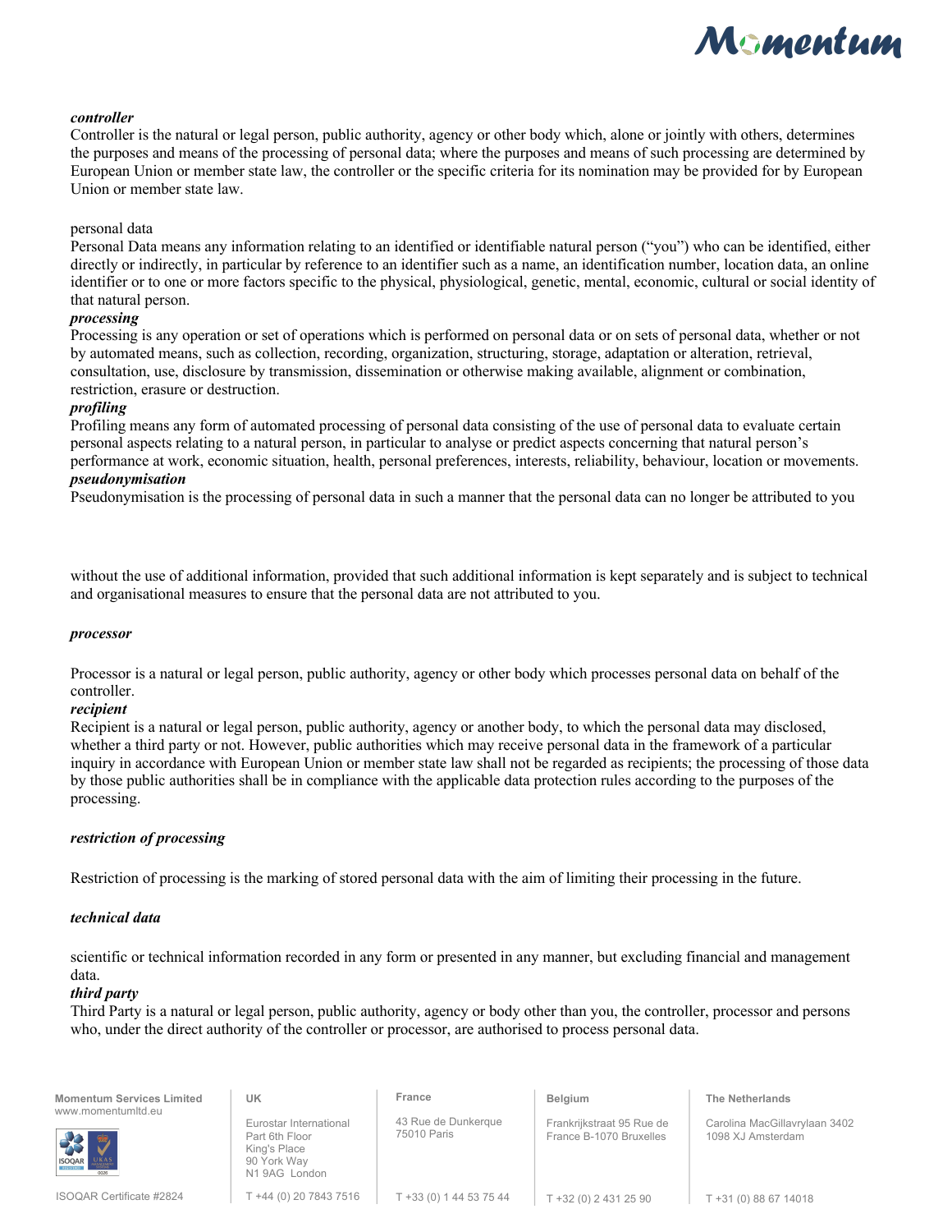***controller***

Controller is the natural or legal person, public authority, agency or other body which, alone or jointly with others, determines the purposes and means of the processing of personal data; where the purposes and means of such processing are determined by European Union or member state law, the controller or the specific criteria for its nomination may be provided for by European Union or member state law.

personal data

Personal Data means any information relating to an identified or identifiable natural person ("you") who can be identified, either directly or indirectly, in particular by reference to an identifier such as a name, an identification number, location data, an online identifier or to one or more factors specific to the physical, physiological, genetic, mental, economic, cultural or social identity of that natural person.

***processing***

Processing is any operation or set of operations which is performed on personal data or on sets of personal data, whether or not by automated means, such as collection, recording, organization, structuring, storage, adaptation or alteration, retrieval, consultation, use, disclosure by transmission, dissemination or otherwise making available, alignment or combination, restriction, erasure or destruction.

***profiling***

Profiling means any form of automated processing of personal data consisting of the use of personal data to evaluate certain personal aspects relating to a natural person, in particular to analyse or predict aspects concerning that natural person's performance at work, economic situation, health, personal preferences, interests, reliability, behaviour, location or movements.

***pseudonymisation***

Pseudonymisation is the processing of personal data in such a manner that the personal data can no longer be attributed to you without the use of additional information, provided that such additional information is kept separately and is subject to technical and organisational measures to ensure that the personal data are not attributed to you.

***processor***

Processor is a natural or legal person, public authority, agency or other body which processes personal data on behalf of the controller.

***recipient***

Recipient is a natural or legal person, public authority, agency or another body, to which the personal data may disclosed, whether a third party or not. However, public authorities which may receive personal data in the framework of a particular inquiry in accordance with European Union or member state law shall not be regarded as recipients; the processing of those data by those public authorities shall be in compliance with the applicable data protection rules according to the purposes of the processing.

***restriction of processing***

Restriction of processing is the marking of stored personal data with the aim of limiting their processing in the future.

***technical data***

scientific or technical information recorded in any form or presented in any manner, but excluding financial and management data.

***third party***

Third Party is a natural or legal person, public authority, agency or body other than you, the controller, processor and persons who, under the direct authority of the controller or processor, are authorised to process personal data.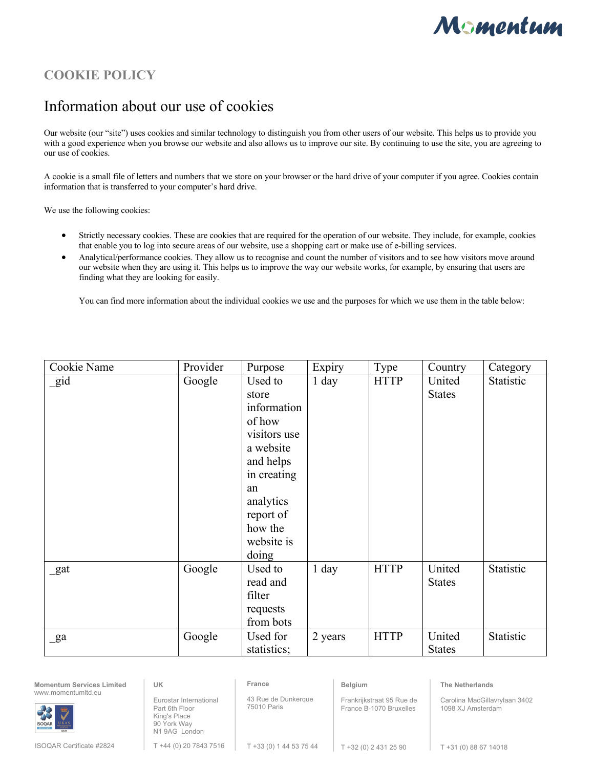## COOKIE POLICY

# Information about our use of cookies

Our website (our "site") uses cookies and similar technology to distinguish you from other users of our website. This helps us to provide you with a good experience when you browse our website and also allows us to improve our site. By continuing to use the site, you are agreeing to our use of cookies.

A cookie is a small file of letters and numbers that we store on your browser or the hard drive of your computer if you agree. Cookies contain information that is transferred to your computer's hard drive.

We use the following cookies:

- Strictly necessary cookies. These are cookies that are required for the operation of our website. They include, for example, cookies that enable you to log into secure areas of our website, use a shopping cart or make use of e-billing services.
- Analytical/performance cookies. They allow us to recognise and count the number of visitors and to see how visitors move around our website when they are using it. This helps us to improve the way our website works, for example, by ensuring that users are finding what they are looking for easily.

  You can find more information about the individual cookies we use and the purposes for which we use them in the table below:

| Cookie Name | Provider | Purpose | Expiry | Type | Country | Category |
|---|---|---|---|---|---|---|
| _gid | Google | Used to store information of how visitors use a website and helps in creating an analytics report of how the website is doing | 1 day | HTTP | United States | Statistic |
| _gat | Google | Used to read and filter requests from bots | 1 day | HTTP | United States | Statistic |
| _ga | Google | Used for statistics; | 2 years | HTTP | United States | Statistic |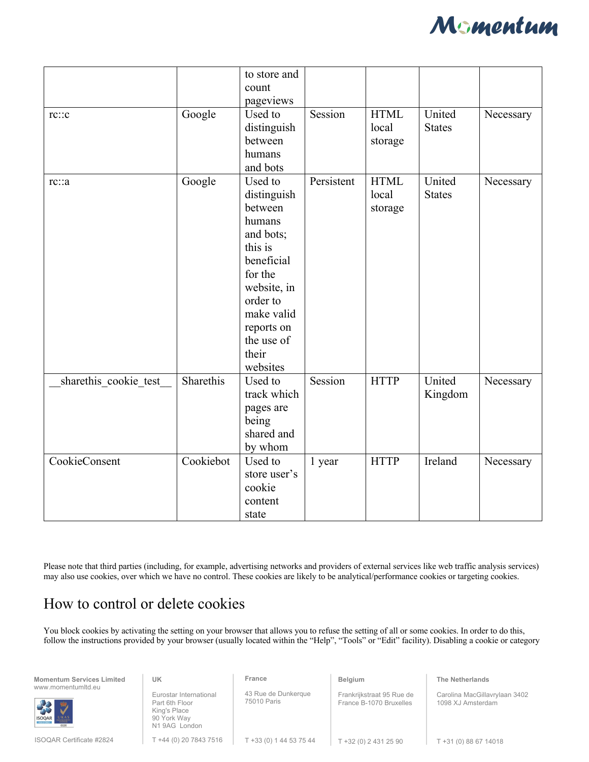|  |  | to store and count pageviews |  |  |  |  |
| --- | --- | --- | --- | --- | --- | --- |
| rc::c | Google | Used to distinguish between humans and bots | Session | HTML local storage | United States | Necessary |
| rc::a | Google | Used to distinguish between humans and bots; this is beneficial for the website, in order to make valid reports on the use of their websites | Persistent | HTML local storage | United States | Necessary |
| __sharethis_cookie_test__ | Sharethis | Used to track which pages are being shared and by whom | Session | HTTP | United Kingdom | Necessary |
| CookieConsent | Cookiebot | Used to store user's cookie content state | 1 year | HTTP | Ireland | Necessary |

Please note that third parties (including, for example, advertising networks and providers of external services like web traffic analysis services) may also use cookies, over which we have no control. These cookies are likely to be analytical/performance cookies or targeting cookies.

## How to control or delete cookies

You block cookies by activating the setting on your browser that allows you to refuse the setting of all or some cookies. In order to do this, follow the instructions provided by your browser (usually located within the "Help", "Tools" or "Edit" facility). Disabling a cookie or category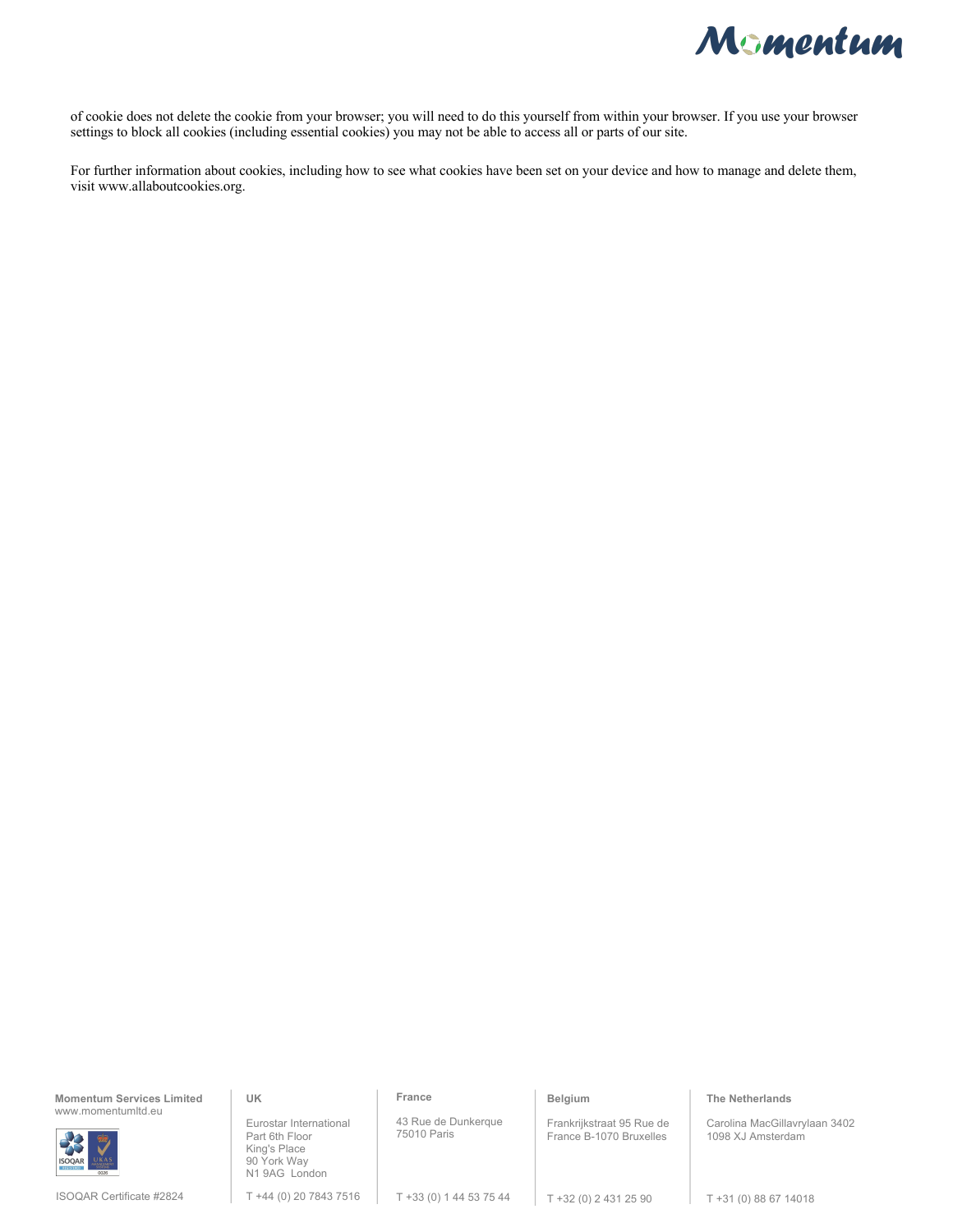of cookie does not delete the cookie from your browser; you will need to do this yourself from within your browser. If you use your browser settings to block all cookies (including essential cookies) you may not be able to access all or parts of our site.

For further information about cookies, including how to see what cookies have been set on your device and how to manage and delete them, visit www.allaboutcookies.org.